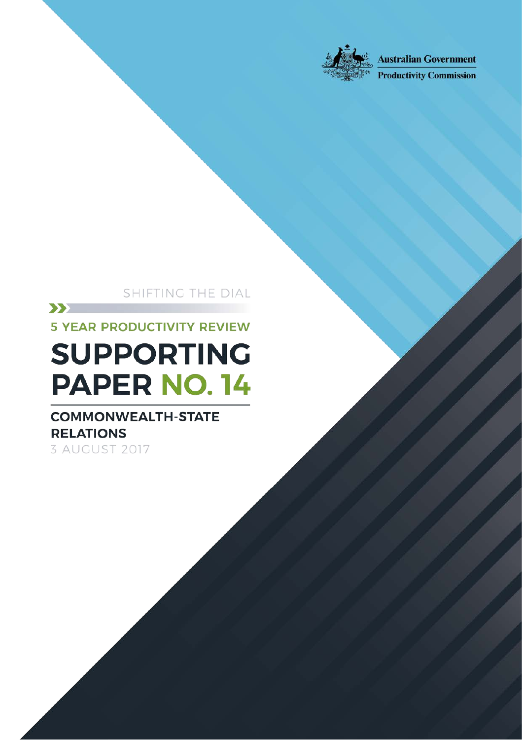Australian Government

Productivity Commission

SHIFTING THE DIAL

5 YEAR PRODUCTIVITY REVIEW

# SUPPORTING PAPER NO. 14

## COMMONWEALTH-STATE RELATIONS

3 AUGUST 2017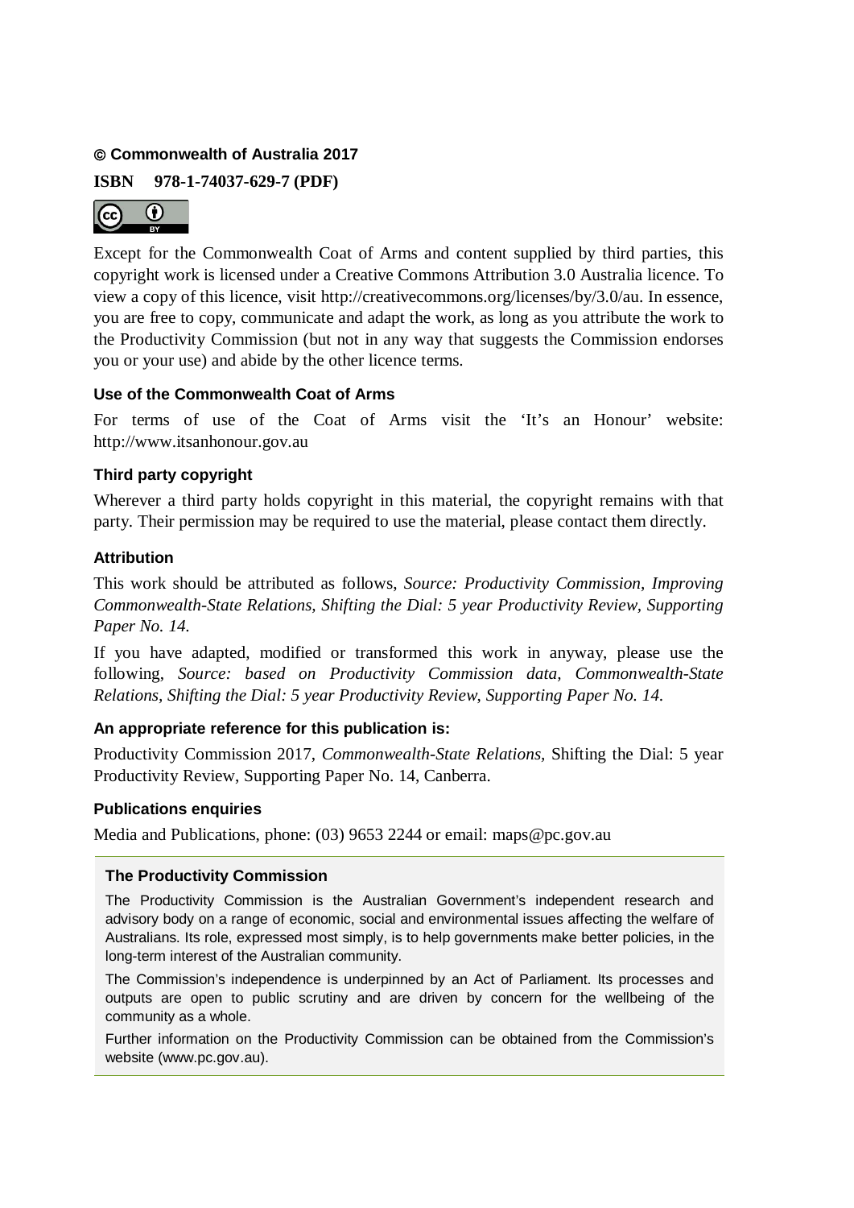**© Commonwealth of Australia 2017**

**ISBN 978-1-74037-629-7 (PDF)**

Except for the Commonwealth Coat of Arms and content supplied by third parties, this copyright work is licensed under a Creative Commons Attribution 3.0 Australia licence. To view a copy of this licence, visit http://creativecommons.org/licenses/by/3.0/au. In essence, you are free to copy, communicate and adapt the work, as long as you attribute the work to the Productivity Commission (but not in any way that suggests the Commission endorses you or your use) and abide by the other licence terms.

#### Use of the Commonwealth Coat of Arms

For terms of use of the Coat of Arms visit the 'It's an Honour' website: http://www.itsanhonour.gov.au

#### Third party copyright

Wherever a third party holds copyright in this material, the copyright remains with that party. Their permission may be required to use the material, please contact them directly.

#### Attribution

This work should be attributed as follows, *Source: Productivity Commission, Improving Commonwealth-State Relations, Shifting the Dial: 5 year Productivity Review, Supporting Paper No. 14.*

If you have adapted, modified or transformed this work in anyway, please use the following, *Source: based on Productivity Commission data, Commonwealth-State Relations, Shifting the Dial: 5 year Productivity Review, Supporting Paper No. 14.*

#### An appropriate reference for this publication is:

Productivity Commission 2017, *Commonwealth-State Relations,* Shifting the Dial: 5 year Productivity Review, Supporting Paper No. 14, Canberra.

#### Publications enquiries

Media and Publications, phone: (03) 9653 2244 or email: maps@pc.gov.au

#### The Productivity Commission

The Productivity Commission is the Australian Government's independent research and advisory body on a range of economic, social and environmental issues affecting the welfare of Australians. Its role, expressed most simply, is to help governments make better policies, in the long-term interest of the Australian community.

The Commission's independence is underpinned by an Act of Parliament. Its processes and outputs are open to public scrutiny and are driven by concern for the wellbeing of the community as a whole.

Further information on the Productivity Commission can be obtained from the Commission's website (www.pc.gov.au).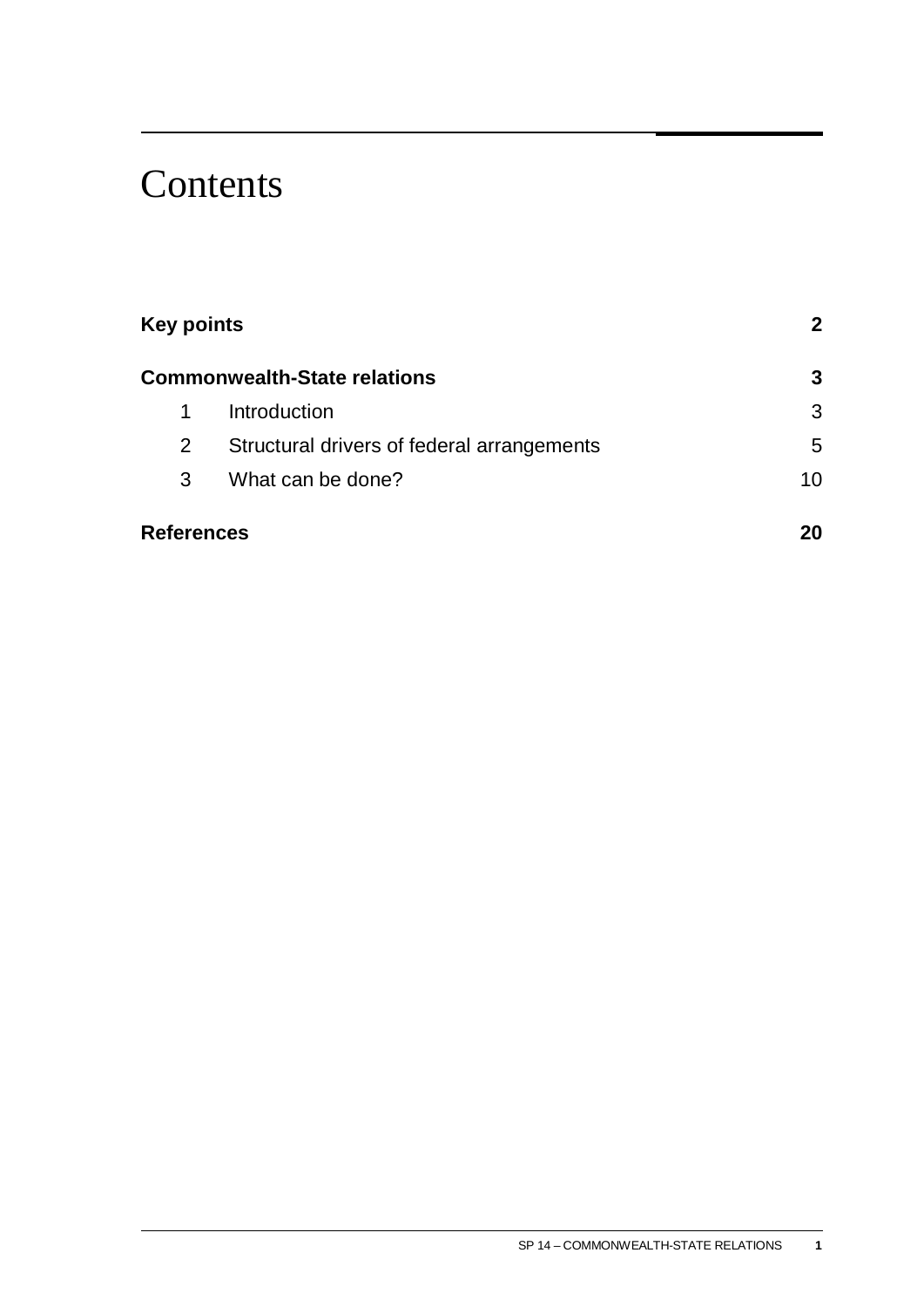# Contents

| | | |
|---|---|---|
| **Key points** | | **2** |
| **Commonwealth-State relations** | | **3** |
| 1 | Introduction | 3 |
| 2 | Structural drivers of federal arrangements | 5 |
| 3 | What can be done? | 10 |
| **References** | | **20** |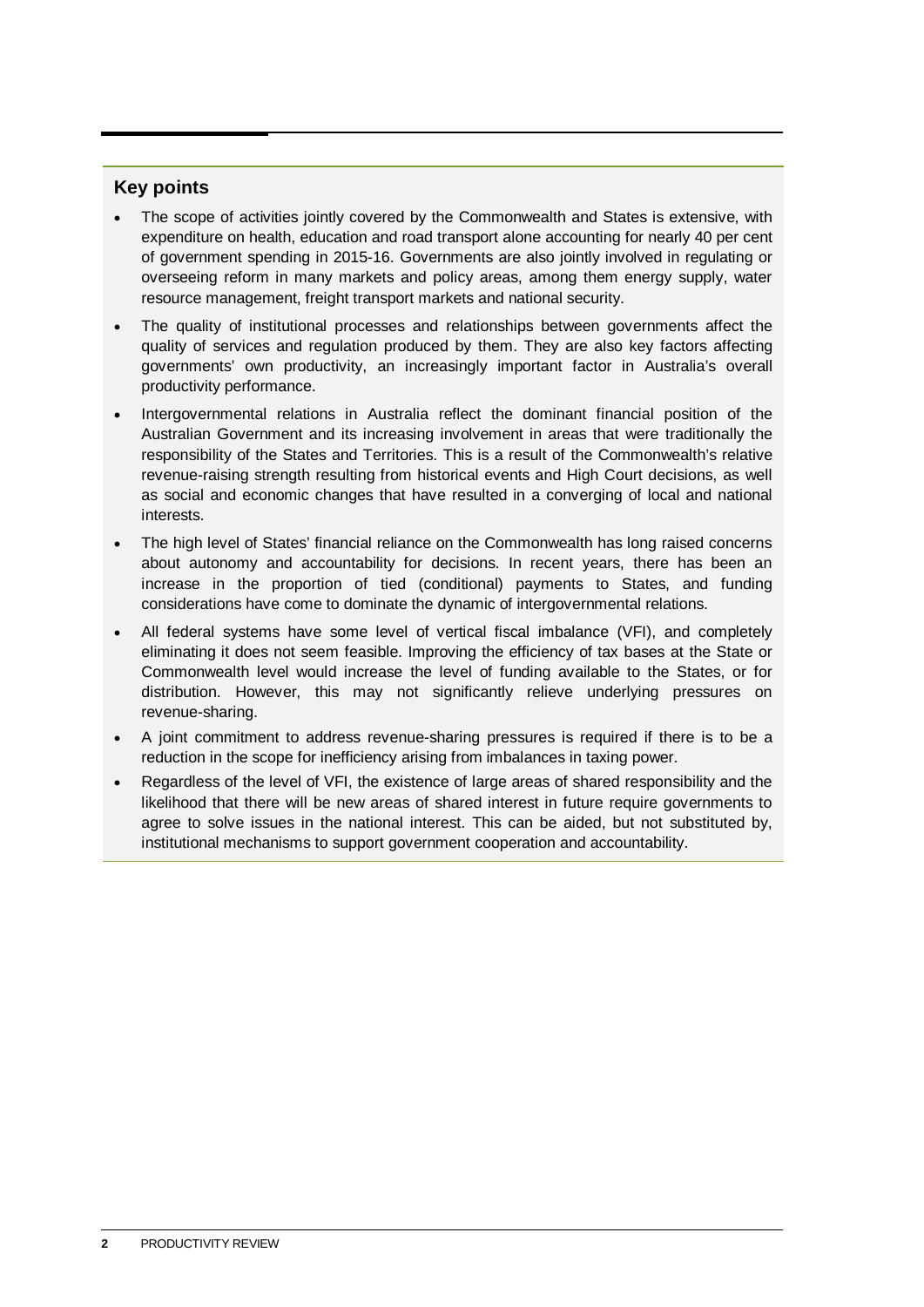## Key points

- The scope of activities jointly covered by the Commonwealth and States is extensive, with expenditure on health, education and road transport alone accounting for nearly 40 per cent of government spending in 2015-16. Governments are also jointly involved in regulating or overseeing reform in many markets and policy areas, among them energy supply, water resource management, freight transport markets and national security.
- The quality of institutional processes and relationships between governments affect the quality of services and regulation produced by them. They are also key factors affecting governments' own productivity, an increasingly important factor in Australia's overall productivity performance.
- Intergovernmental relations in Australia reflect the dominant financial position of the Australian Government and its increasing involvement in areas that were traditionally the responsibility of the States and Territories. This is a result of the Commonwealth's relative revenue-raising strength resulting from historical events and High Court decisions, as well as social and economic changes that have resulted in a converging of local and national interests.
- The high level of States' financial reliance on the Commonwealth has long raised concerns about autonomy and accountability for decisions. In recent years, there has been an increase in the proportion of tied (conditional) payments to States, and funding considerations have come to dominate the dynamic of intergovernmental relations.
- All federal systems have some level of vertical fiscal imbalance (VFI), and completely eliminating it does not seem feasible. Improving the efficiency of tax bases at the State or Commonwealth level would increase the level of funding available to the States, or for distribution. However, this may not significantly relieve underlying pressures on revenue-sharing.
- A joint commitment to address revenue-sharing pressures is required if there is to be a reduction in the scope for inefficiency arising from imbalances in taxing power.
- Regardless of the level of VFI, the existence of large areas of shared responsibility and the likelihood that there will be new areas of shared interest in future require governments to agree to solve issues in the national interest. This can be aided, but not substituted by, institutional mechanisms to support government cooperation and accountability.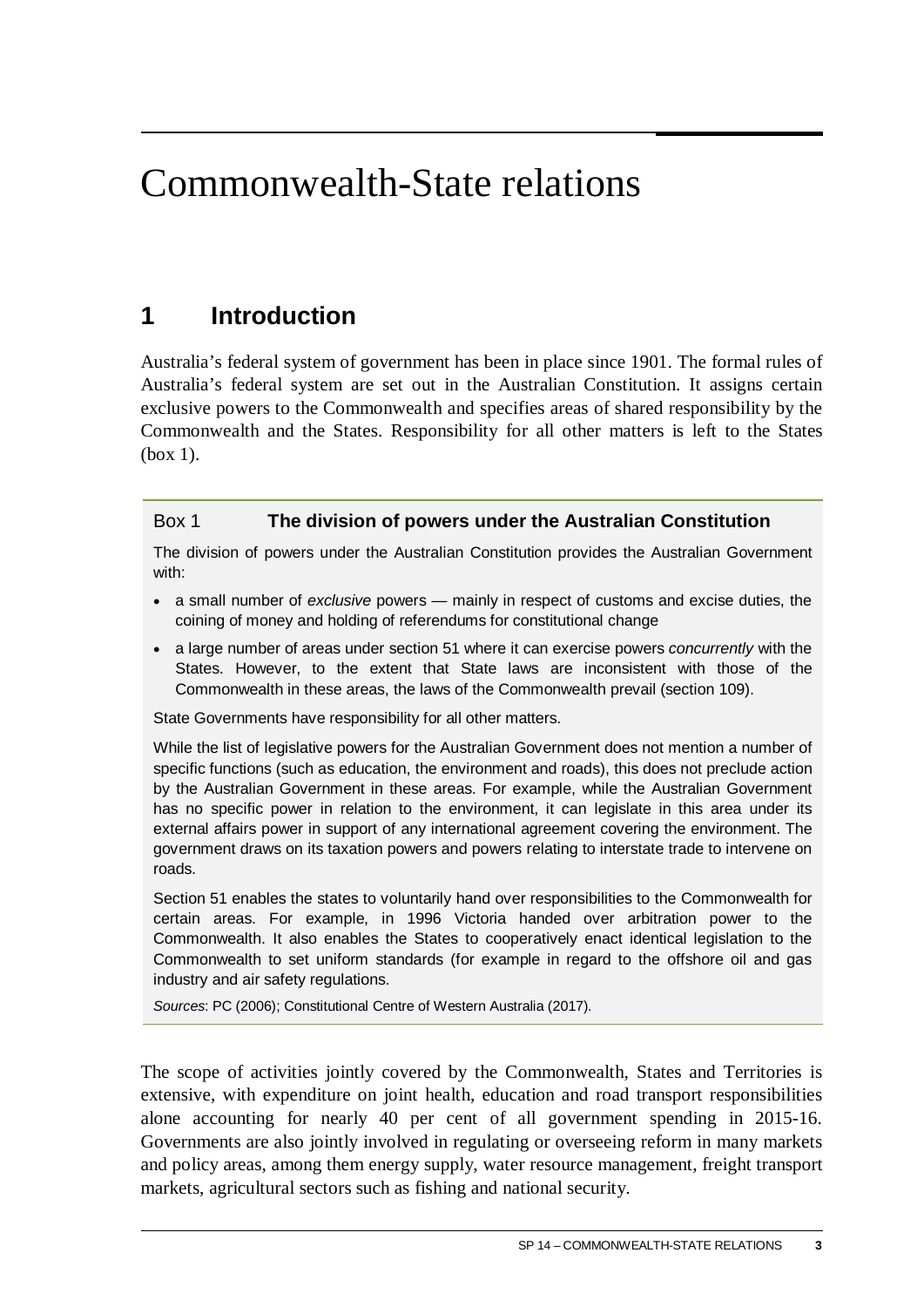# Commonwealth-State relations

## 1 Introduction

Australia's federal system of government has been in place since 1901. The formal rules of Australia's federal system are set out in the Australian Constitution. It assigns certain exclusive powers to the Commonwealth and specifies areas of shared responsibility by the Commonwealth and the States. Responsibility for all other matters is left to the States (box 1).

> **Box 1 The division of powers under the Australian Constitution**
>
> The division of powers under the Australian Constitution provides the Australian Government with:
>
> - a small number of *exclusive* powers — mainly in respect of customs and excise duties, the coining of money and holding of referendums for constitutional change
> - a large number of areas under section 51 where it can exercise powers *concurrently* with the States. However, to the extent that State laws are inconsistent with those of the Commonwealth in these areas, the laws of the Commonwealth prevail (section 109).
>
> State Governments have responsibility for all other matters.
>
> While the list of legislative powers for the Australian Government does not mention a number of specific functions (such as education, the environment and roads), this does not preclude action by the Australian Government in these areas. For example, while the Australian Government has no specific power in relation to the environment, it can legislate in this area under its external affairs power in support of any international agreement covering the environment. The government draws on its taxation powers and powers relating to interstate trade to intervene on roads.
>
> Section 51 enables the states to voluntarily hand over responsibilities to the Commonwealth for certain areas. For example, in 1996 Victoria handed over arbitration power to the Commonwealth. It also enables the States to cooperatively enact identical legislation to the Commonwealth to set uniform standards (for example in regard to the offshore oil and gas industry and air safety regulations.
>
> *Sources*: PC (2006); Constitutional Centre of Western Australia (2017).

The scope of activities jointly covered by the Commonwealth, States and Territories is extensive, with expenditure on joint health, education and road transport responsibilities alone accounting for nearly 40 per cent of all government spending in 2015-16. Governments are also jointly involved in regulating or overseeing reform in many markets and policy areas, among them energy supply, water resource management, freight transport markets, agricultural sectors such as fishing and national security.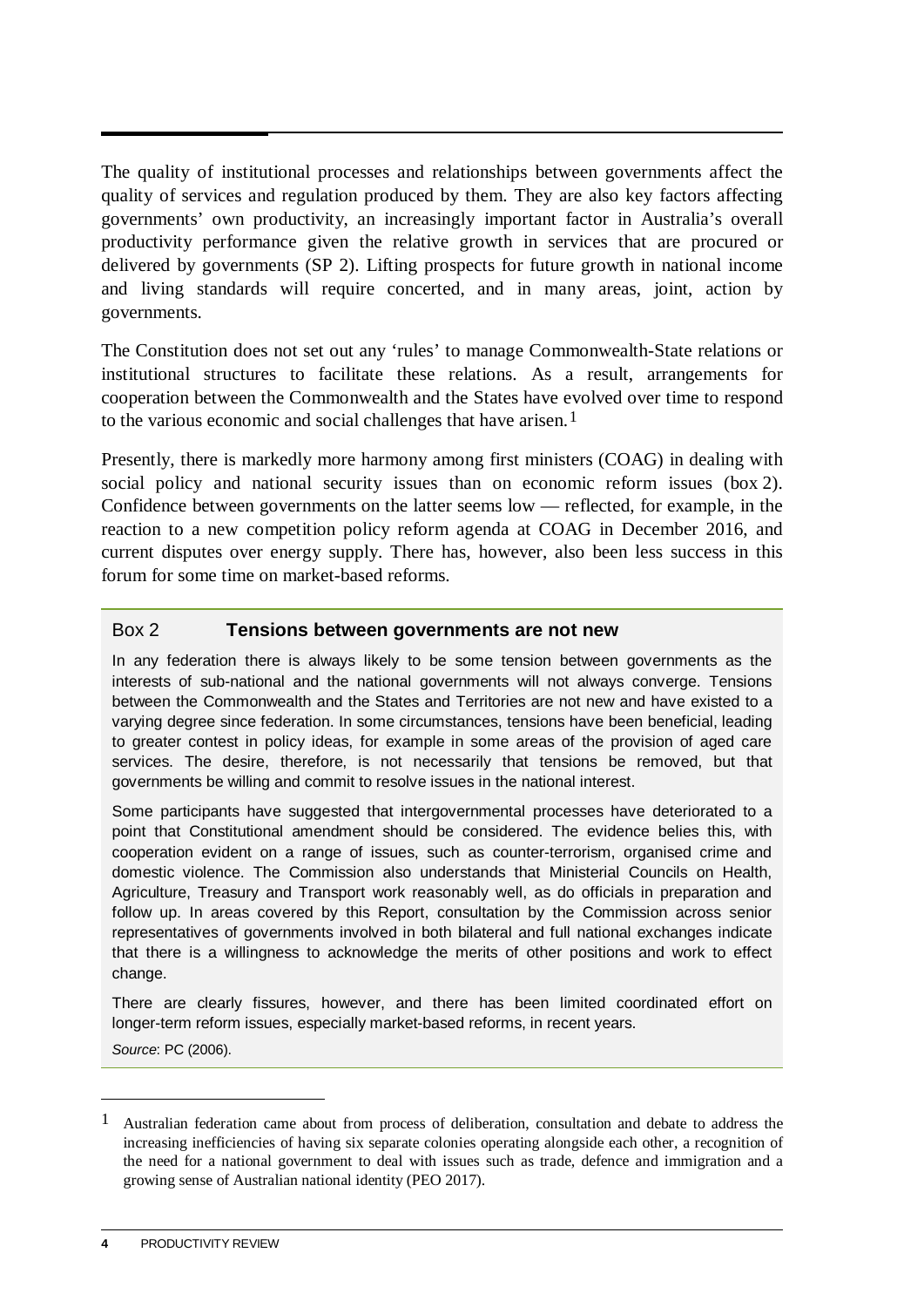The quality of institutional processes and relationships between governments affect the quality of services and regulation produced by them. They are also key factors affecting governments' own productivity, an increasingly important factor in Australia's overall productivity performance given the relative growth in services that are procured or delivered by governments (SP 2). Lifting prospects for future growth in national income and living standards will require concerted, and in many areas, joint, action by governments.

The Constitution does not set out any 'rules' to manage Commonwealth-State relations or institutional structures to facilitate these relations. As a result, arrangements for cooperation between the Commonwealth and the States have evolved over time to respond to the various economic and social challenges that have arisen.[1]

Presently, there is markedly more harmony among first ministers (COAG) in dealing with social policy and national security issues than on economic reform issues (box 2). Confidence between governments on the latter seems low — reflected, for example, in the reaction to a new competition policy reform agenda at COAG in December 2016, and current disputes over energy supply. There has, however, also been less success in this forum for some time on market-based reforms.

---

**Box 2 Tensions between governments are not new**

In any federation there is always likely to be some tension between governments as the interests of sub-national and the national governments will not always converge. Tensions between the Commonwealth and the States and Territories are not new and have existed to a varying degree since federation. In some circumstances, tensions have been beneficial, leading to greater contest in policy ideas, for example in some areas of the provision of aged care services. The desire, therefore, is not necessarily that tensions be removed, but that governments be willing and commit to resolve issues in the national interest.

Some participants have suggested that intergovernmental processes have deteriorated to a point that Constitutional amendment should be considered. The evidence belies this, with cooperation evident on a range of issues, such as counter-terrorism, organised crime and domestic violence. The Commission also understands that Ministerial Councils on Health, Agriculture, Treasury and Transport work reasonably well, as do officials in preparation and follow up. In areas covered by this Report, consultation by the Commission across senior representatives of governments involved in both bilateral and full national exchanges indicate that there is a willingness to acknowledge the merits of other positions and work to effect change.

There are clearly fissures, however, and there has been limited coordinated effort on longer-term reform issues, especially market-based reforms, in recent years.

*Source*: PC (2006).

---

[1] Australian federation came about from process of deliberation, consultation and debate to address the increasing inefficiencies of having six separate colonies operating alongside each other, a recognition of the need for a national government to deal with issues such as trade, defence and immigration and a growing sense of Australian national identity (PEO 2017).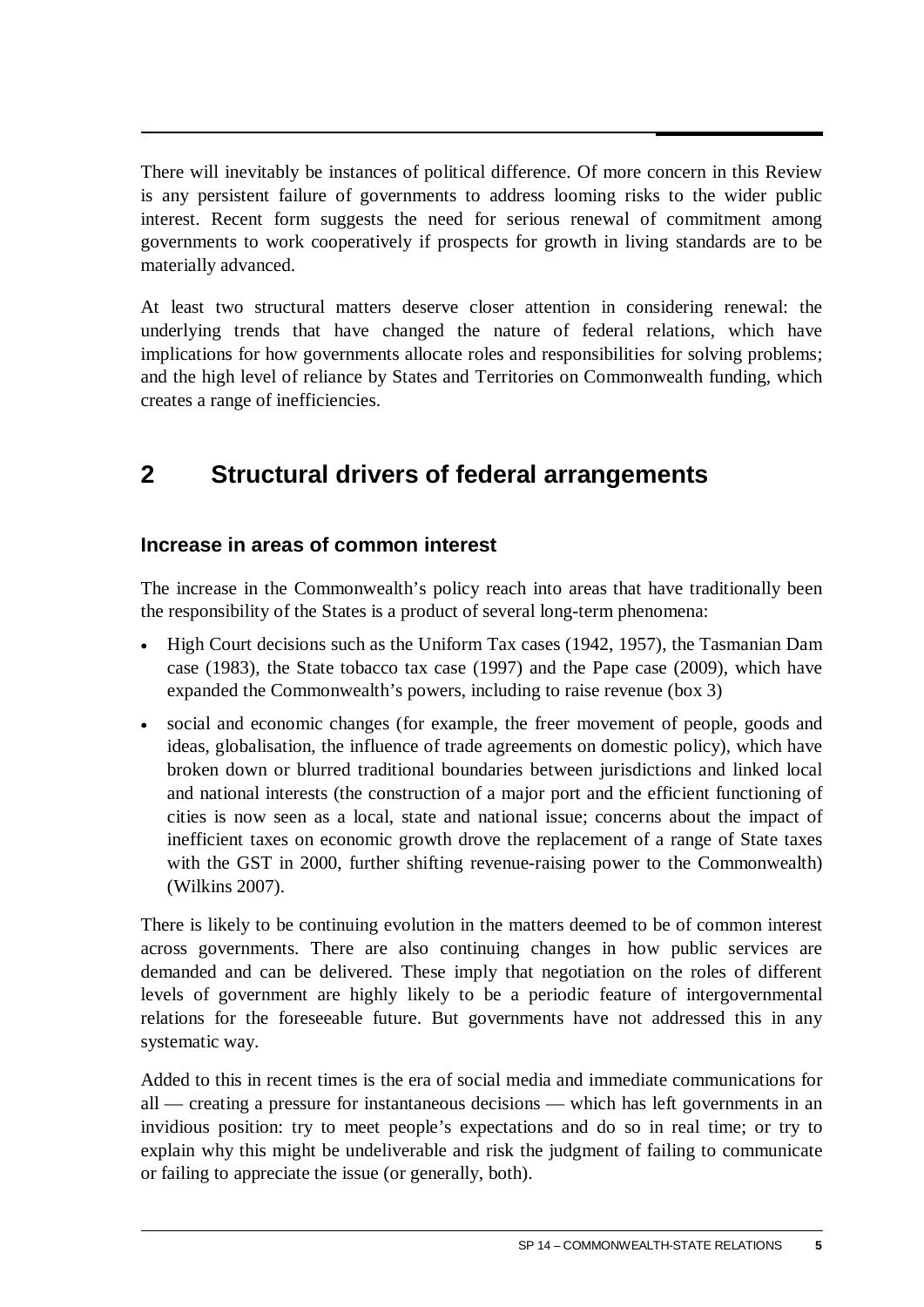There will inevitably be instances of political difference. Of more concern in this Review is any persistent failure of governments to address looming risks to the wider public interest. Recent form suggests the need for serious renewal of commitment among governments to work cooperatively if prospects for growth in living standards are to be materially advanced.

At least two structural matters deserve closer attention in considering renewal: the underlying trends that have changed the nature of federal relations, which have implications for how governments allocate roles and responsibilities for solving problems; and the high level of reliance by States and Territories on Commonwealth funding, which creates a range of inefficiencies.

## 2 Structural drivers of federal arrangements

### Increase in areas of common interest

The increase in the Commonwealth's policy reach into areas that have traditionally been the responsibility of the States is a product of several long-term phenomena:

- High Court decisions such as the Uniform Tax cases (1942, 1957), the Tasmanian Dam case (1983), the State tobacco tax case (1997) and the Pape case (2009), which have expanded the Commonwealth's powers, including to raise revenue (box 3)
- social and economic changes (for example, the freer movement of people, goods and ideas, globalisation, the influence of trade agreements on domestic policy), which have broken down or blurred traditional boundaries between jurisdictions and linked local and national interests (the construction of a major port and the efficient functioning of cities is now seen as a local, state and national issue; concerns about the impact of inefficient taxes on economic growth drove the replacement of a range of State taxes with the GST in 2000, further shifting revenue-raising power to the Commonwealth) (Wilkins 2007).

There is likely to be continuing evolution in the matters deemed to be of common interest across governments. There are also continuing changes in how public services are demanded and can be delivered. These imply that negotiation on the roles of different levels of government are highly likely to be a periodic feature of intergovernmental relations for the foreseeable future. But governments have not addressed this in any systematic way.

Added to this in recent times is the era of social media and immediate communications for all — creating a pressure for instantaneous decisions — which has left governments in an invidious position: try to meet people's expectations and do so in real time; or try to explain why this might be undeliverable and risk the judgment of failing to communicate or failing to appreciate the issue (or generally, both).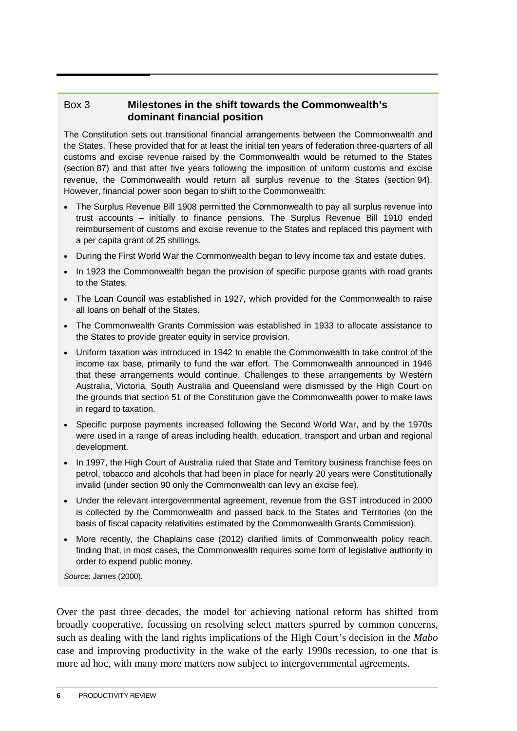### Box 3 Milestones in the shift towards the Commonwealth's dominant financial position

The Constitution sets out transitional financial arrangements between the Commonwealth and the States. These provided that for at least the initial ten years of federation three-quarters of all customs and excise revenue raised by the Commonwealth would be returned to the States (section 87) and that after five years following the imposition of uniform customs and excise revenue, the Commonwealth would return all surplus revenue to the States (section 94). However, financial power soon began to shift to the Commonwealth:

- The Surplus Revenue Bill 1908 permitted the Commonwealth to pay all surplus revenue into trust accounts – initially to finance pensions. The Surplus Revenue Bill 1910 ended reimbursement of customs and excise revenue to the States and replaced this payment with a per capita grant of 25 shillings.
- During the First World War the Commonwealth began to levy income tax and estate duties.
- In 1923 the Commonwealth began the provision of specific purpose grants with road grants to the States.
- The Loan Council was established in 1927, which provided for the Commonwealth to raise all loans on behalf of the States.
- The Commonwealth Grants Commission was established in 1933 to allocate assistance to the States to provide greater equity in service provision.
- Uniform taxation was introduced in 1942 to enable the Commonwealth to take control of the income tax base, primarily to fund the war effort. The Commonwealth announced in 1946 that these arrangements would continue. Challenges to these arrangements by Western Australia, Victoria, South Australia and Queensland were dismissed by the High Court on the grounds that section 51 of the Constitution gave the Commonwealth power to make laws in regard to taxation.
- Specific purpose payments increased following the Second World War, and by the 1970s were used in a range of areas including health, education, transport and urban and regional development.
- In 1997, the High Court of Australia ruled that State and Territory business franchise fees on petrol, tobacco and alcohols that had been in place for nearly 20 years were Constitutionally invalid (under section 90 only the Commonwealth can levy an excise fee).
- Under the relevant intergovernmental agreement, revenue from the GST introduced in 2000 is collected by the Commonwealth and passed back to the States and Territories (on the basis of fiscal capacity relativities estimated by the Commonwealth Grants Commission).
- More recently, the Chaplains case (2012) clarified limits of Commonwealth policy reach, finding that, in most cases, the Commonwealth requires some form of legislative authority in order to expend public money.

*Source*: James (2000).

Over the past three decades, the model for achieving national reform has shifted from broadly cooperative, focussing on resolving select matters spurred by common concerns, such as dealing with the land rights implications of the High Court's decision in the *Mabo* case and improving productivity in the wake of the early 1990s recession, to one that is more ad hoc, with many more matters now subject to intergovernmental agreements.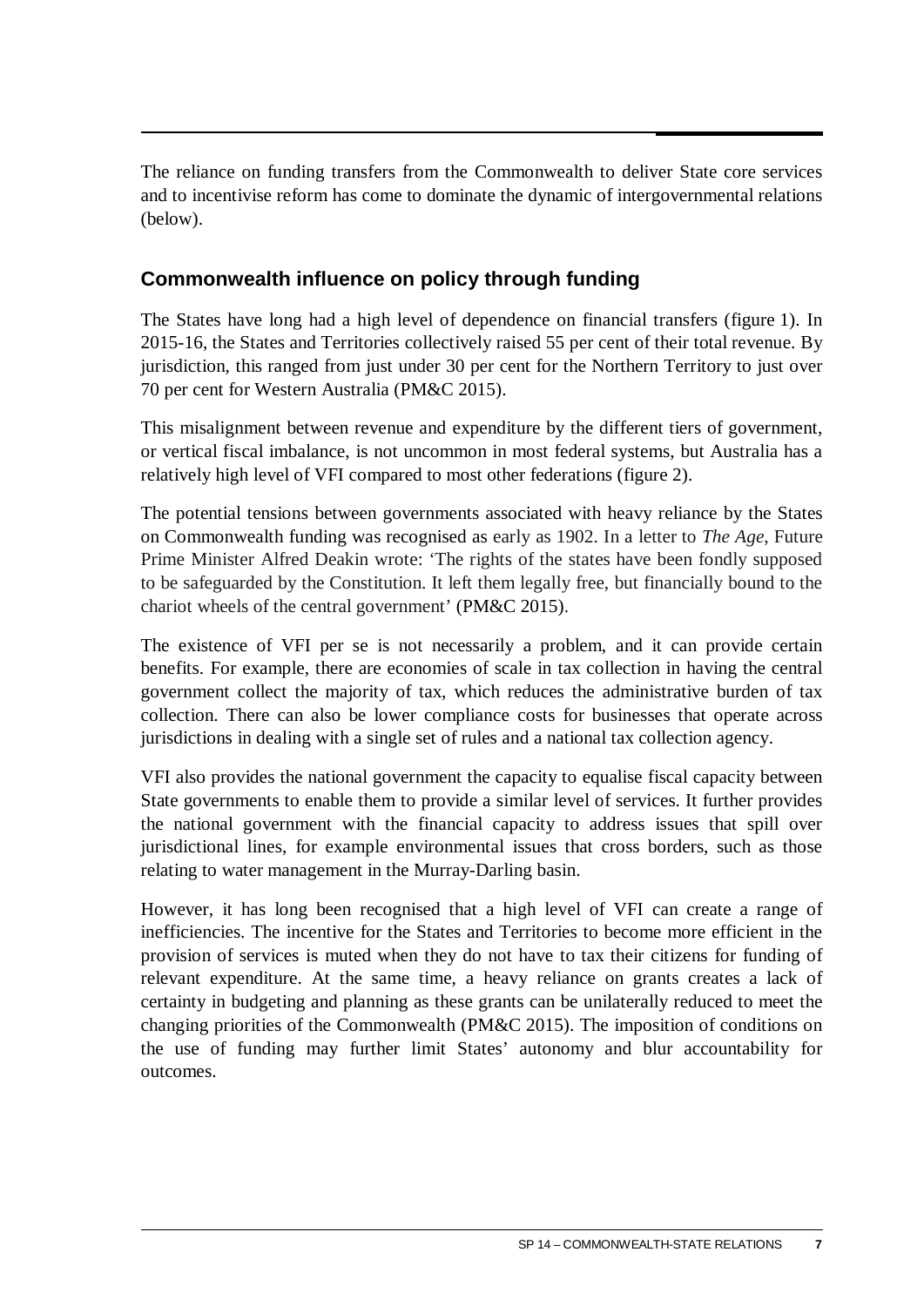The reliance on funding transfers from the Commonwealth to deliver State core services and to incentivise reform has come to dominate the dynamic of intergovernmental relations (below).

## Commonwealth influence on policy through funding

The States have long had a high level of dependence on financial transfers (figure 1). In 2015-16, the States and Territories collectively raised 55 per cent of their total revenue. By jurisdiction, this ranged from just under 30 per cent for the Northern Territory to just over 70 per cent for Western Australia (PM&C 2015).

This misalignment between revenue and expenditure by the different tiers of government, or vertical fiscal imbalance, is not uncommon in most federal systems, but Australia has a relatively high level of VFI compared to most other federations (figure 2).

The potential tensions between governments associated with heavy reliance by the States on Commonwealth funding was recognised as early as 1902. In a letter to *The Age*, Future Prime Minister Alfred Deakin wrote: 'The rights of the states have been fondly supposed to be safeguarded by the Constitution. It left them legally free, but financially bound to the chariot wheels of the central government' (PM&C 2015).

The existence of VFI per se is not necessarily a problem, and it can provide certain benefits. For example, there are economies of scale in tax collection in having the central government collect the majority of tax, which reduces the administrative burden of tax collection. There can also be lower compliance costs for businesses that operate across jurisdictions in dealing with a single set of rules and a national tax collection agency.

VFI also provides the national government the capacity to equalise fiscal capacity between State governments to enable them to provide a similar level of services. It further provides the national government with the financial capacity to address issues that spill over jurisdictional lines, for example environmental issues that cross borders, such as those relating to water management in the Murray-Darling basin.

However, it has long been recognised that a high level of VFI can create a range of inefficiencies. The incentive for the States and Territories to become more efficient in the provision of services is muted when they do not have to tax their citizens for funding of relevant expenditure. At the same time, a heavy reliance on grants creates a lack of certainty in budgeting and planning as these grants can be unilaterally reduced to meet the changing priorities of the Commonwealth (PM&C 2015). The imposition of conditions on the use of funding may further limit States' autonomy and blur accountability for outcomes.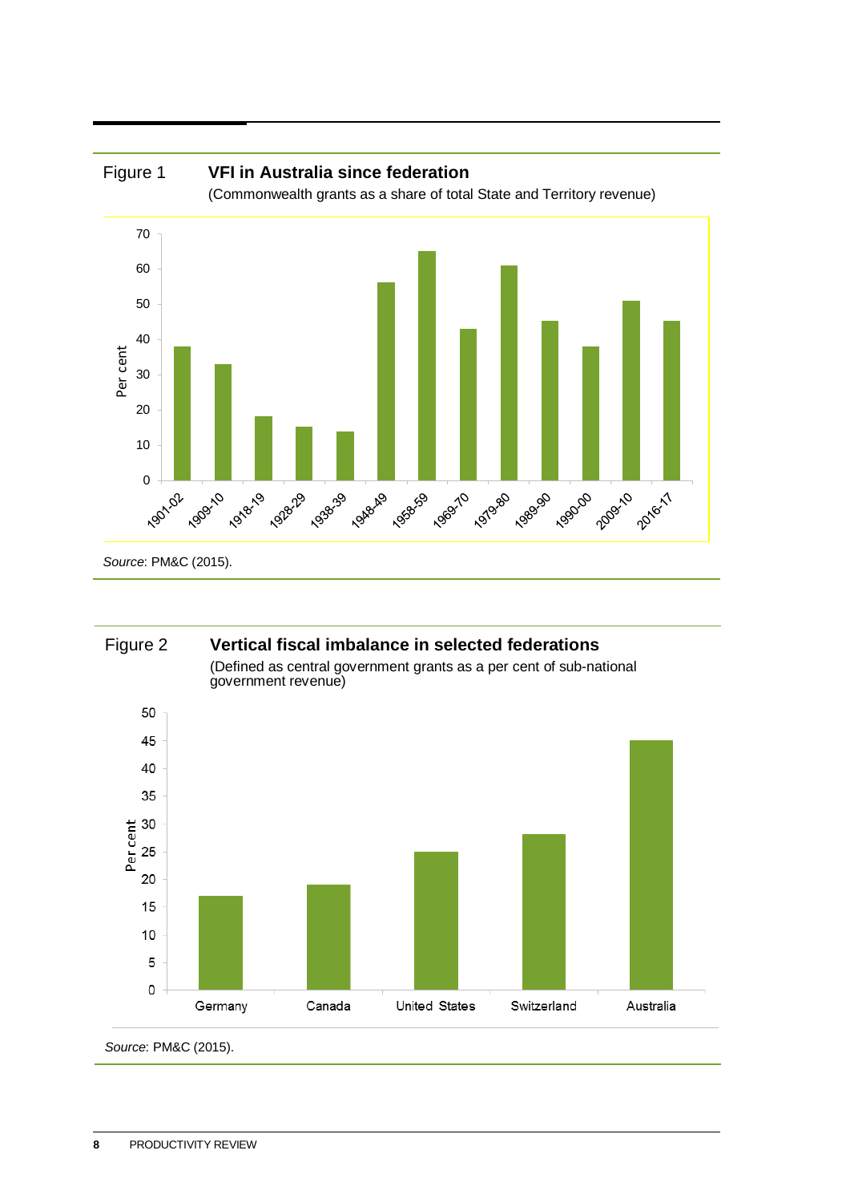Figure 1 **VFI in Australia since federation**

(Commonwealth grants as a share of total State and Territory revenue)

*Source*: PM&C (2015).

Figure 2 **Vertical fiscal imbalance in selected federations**

(Defined as central government grants as a per cent of sub-national government revenue)

*Source*: PM&C (2015).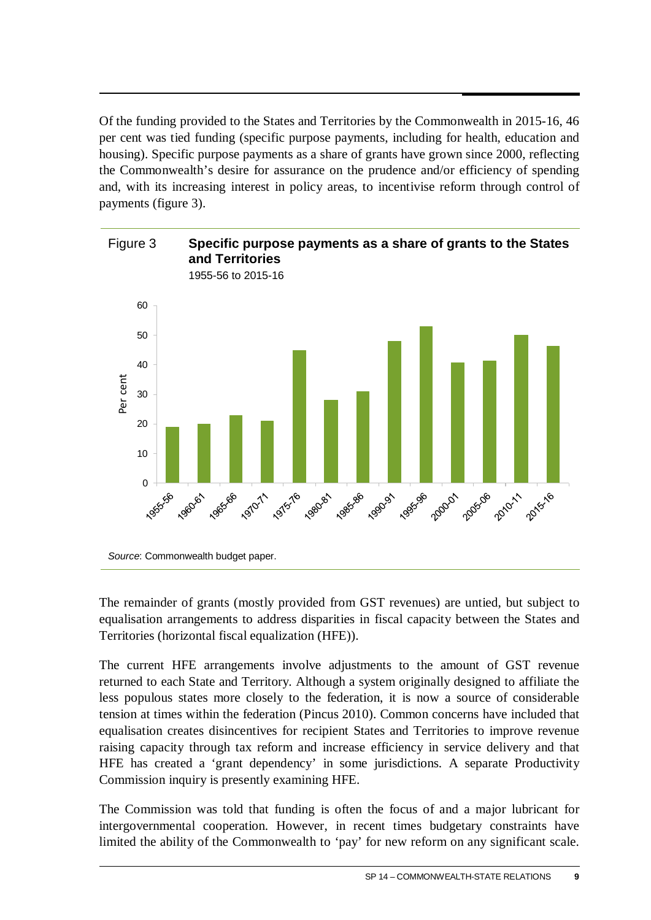Of the funding provided to the States and Territories by the Commonwealth in 2015-16, 46 per cent was tied funding (specific purpose payments, including for health, education and housing). Specific purpose payments as a share of grants have grown since 2000, reflecting the Commonwealth's desire for assurance on the prudence and/or efficiency of spending and, with its increasing interest in policy areas, to incentivise reform through control of payments (figure 3).

Figure 3 **Specific purpose payments as a share of grants to the States and Territories**

1955-56 to 2015-16

*Source*: Commonwealth budget paper.

The remainder of grants (mostly provided from GST revenues) are untied, but subject to equalisation arrangements to address disparities in fiscal capacity between the States and Territories (horizontal fiscal equalization (HFE)).

The current HFE arrangements involve adjustments to the amount of GST revenue returned to each State and Territory. Although a system originally designed to affiliate the less populous states more closely to the federation, it is now a source of considerable tension at times within the federation (Pincus 2010). Common concerns have included that equalisation creates disincentives for recipient States and Territories to improve revenue raising capacity through tax reform and increase efficiency in service delivery and that HFE has created a 'grant dependency' in some jurisdictions. A separate Productivity Commission inquiry is presently examining HFE.

The Commission was told that funding is often the focus of and a major lubricant for intergovernmental cooperation. However, in recent times budgetary constraints have limited the ability of the Commonwealth to 'pay' for new reform on any significant scale.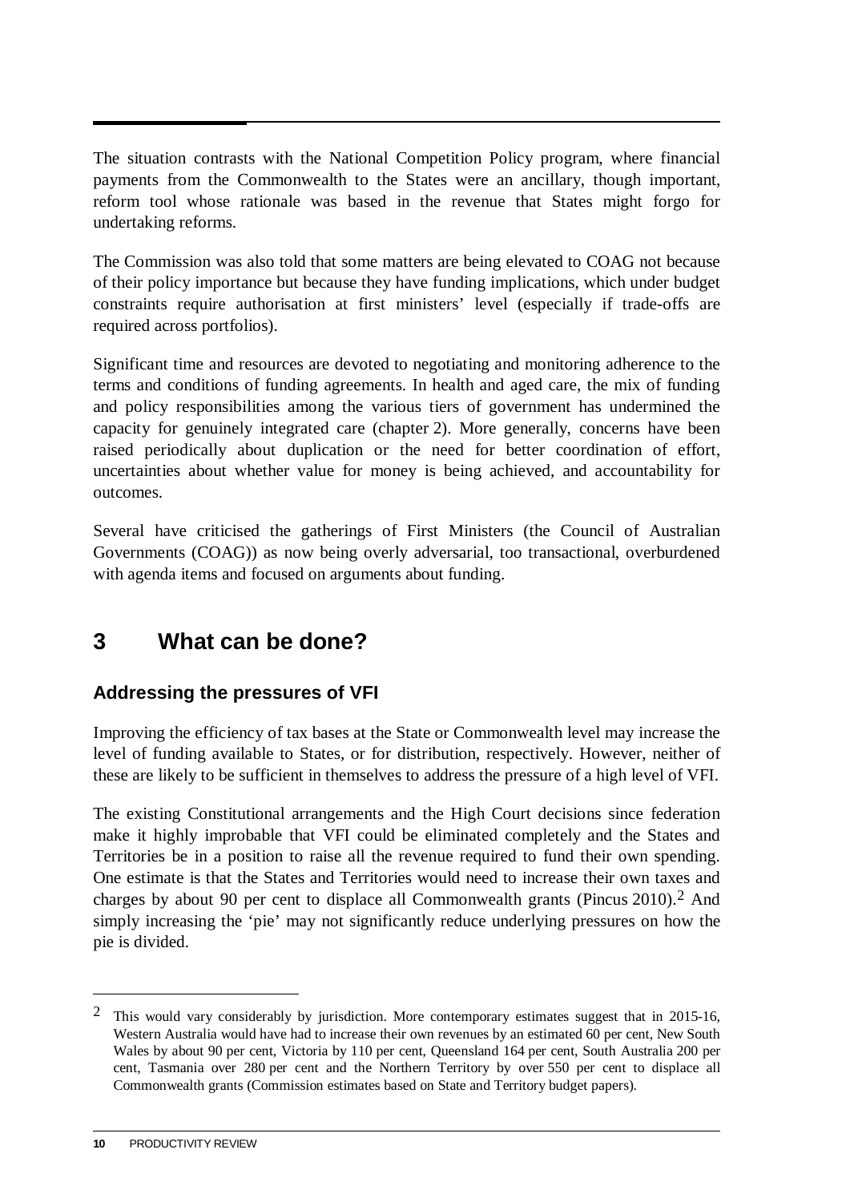The situation contrasts with the National Competition Policy program, where financial payments from the Commonwealth to the States were an ancillary, though important, reform tool whose rationale was based in the revenue that States might forgo for undertaking reforms.

The Commission was also told that some matters are being elevated to COAG not because of their policy importance but because they have funding implications, which under budget constraints require authorisation at first ministers' level (especially if trade-offs are required across portfolios).

Significant time and resources are devoted to negotiating and monitoring adherence to the terms and conditions of funding agreements. In health and aged care, the mix of funding and policy responsibilities among the various tiers of government has undermined the capacity for genuinely integrated care (chapter 2). More generally, concerns have been raised periodically about duplication or the need for better coordination of effort, uncertainties about whether value for money is being achieved, and accountability for outcomes.

Several have criticised the gatherings of First Ministers (the Council of Australian Governments (COAG)) as now being overly adversarial, too transactional, overburdened with agenda items and focused on arguments about funding.

## 3 What can be done?

### Addressing the pressures of VFI

Improving the efficiency of tax bases at the State or Commonwealth level may increase the level of funding available to States, or for distribution, respectively. However, neither of these are likely to be sufficient in themselves to address the pressure of a high level of VFI.

The existing Constitutional arrangements and the High Court decisions since federation make it highly improbable that VFI could be eliminated completely and the States and Territories be in a position to raise all the revenue required to fund their own spending. One estimate is that the States and Territories would need to increase their own taxes and charges by about 90 per cent to displace all Commonwealth grants (Pincus 2010).[2] And simply increasing the 'pie' may not significantly reduce underlying pressures on how the pie is divided.

---

[2] This would vary considerably by jurisdiction. More contemporary estimates suggest that in 2015-16, Western Australia would have had to increase their own revenues by an estimated 60 per cent, New South Wales by about 90 per cent, Victoria by 110 per cent, Queensland 164 per cent, South Australia 200 per cent, Tasmania over 280 per cent and the Northern Territory by over 550 per cent to displace all Commonwealth grants (Commission estimates based on State and Territory budget papers).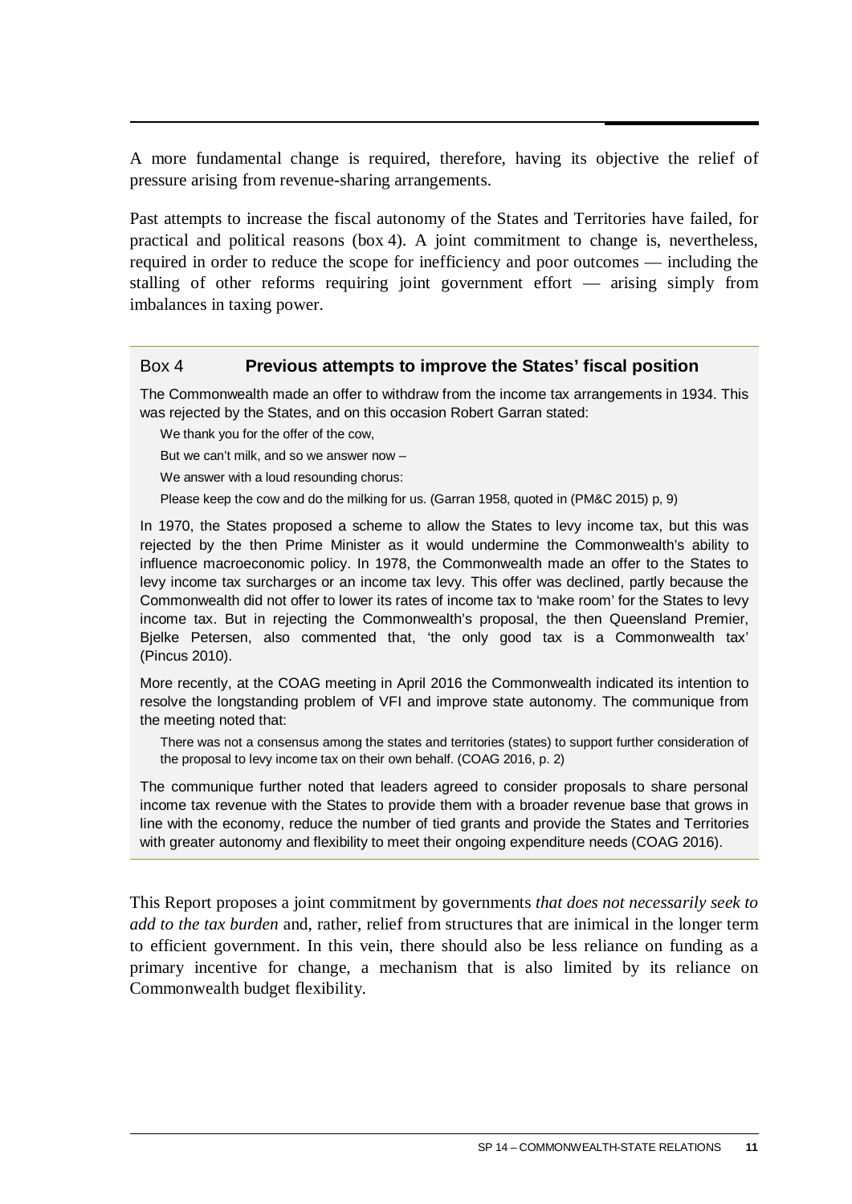A more fundamental change is required, therefore, having its objective the relief of pressure arising from revenue-sharing arrangements.

Past attempts to increase the fiscal autonomy of the States and Territories have failed, for practical and political reasons (box 4). A joint commitment to change is, nevertheless, required in order to reduce the scope for inefficiency and poor outcomes — including the stalling of other reforms requiring joint government effort — arising simply from imbalances in taxing power.

### Box 4 **Previous attempts to improve the States' fiscal position**

The Commonwealth made an offer to withdraw from the income tax arrangements in 1934. This was rejected by the States, and on this occasion Robert Garran stated:

> We thank you for the offer of the cow,
>
> But we can't milk, and so we answer now –
>
> We answer with a loud resounding chorus:
>
> Please keep the cow and do the milking for us. (Garran 1958, quoted in (PM&C 2015) p, 9)

In 1970, the States proposed a scheme to allow the States to levy income tax, but this was rejected by the then Prime Minister as it would undermine the Commonwealth's ability to influence macroeconomic policy. In 1978, the Commonwealth made an offer to the States to levy income tax surcharges or an income tax levy. This offer was declined, partly because the Commonwealth did not offer to lower its rates of income tax to 'make room' for the States to levy income tax. But in rejecting the Commonwealth's proposal, the then Queensland Premier, Bjelke Petersen, also commented that, 'the only good tax is a Commonwealth tax' (Pincus 2010).

More recently, at the COAG meeting in April 2016 the Commonwealth indicated its intention to resolve the longstanding problem of VFI and improve state autonomy. The communique from the meeting noted that:

> There was not a consensus among the states and territories (states) to support further consideration of the proposal to levy income tax on their own behalf. (COAG 2016, p. 2)

The communique further noted that leaders agreed to consider proposals to share personal income tax revenue with the States to provide them with a broader revenue base that grows in line with the economy, reduce the number of tied grants and provide the States and Territories with greater autonomy and flexibility to meet their ongoing expenditure needs (COAG 2016).

This Report proposes a joint commitment by governments *that does not necessarily seek to add to the tax burden* and, rather, relief from structures that are inimical in the longer term to efficient government. In this vein, there should also be less reliance on funding as a primary incentive for change, a mechanism that is also limited by its reliance on Commonwealth budget flexibility.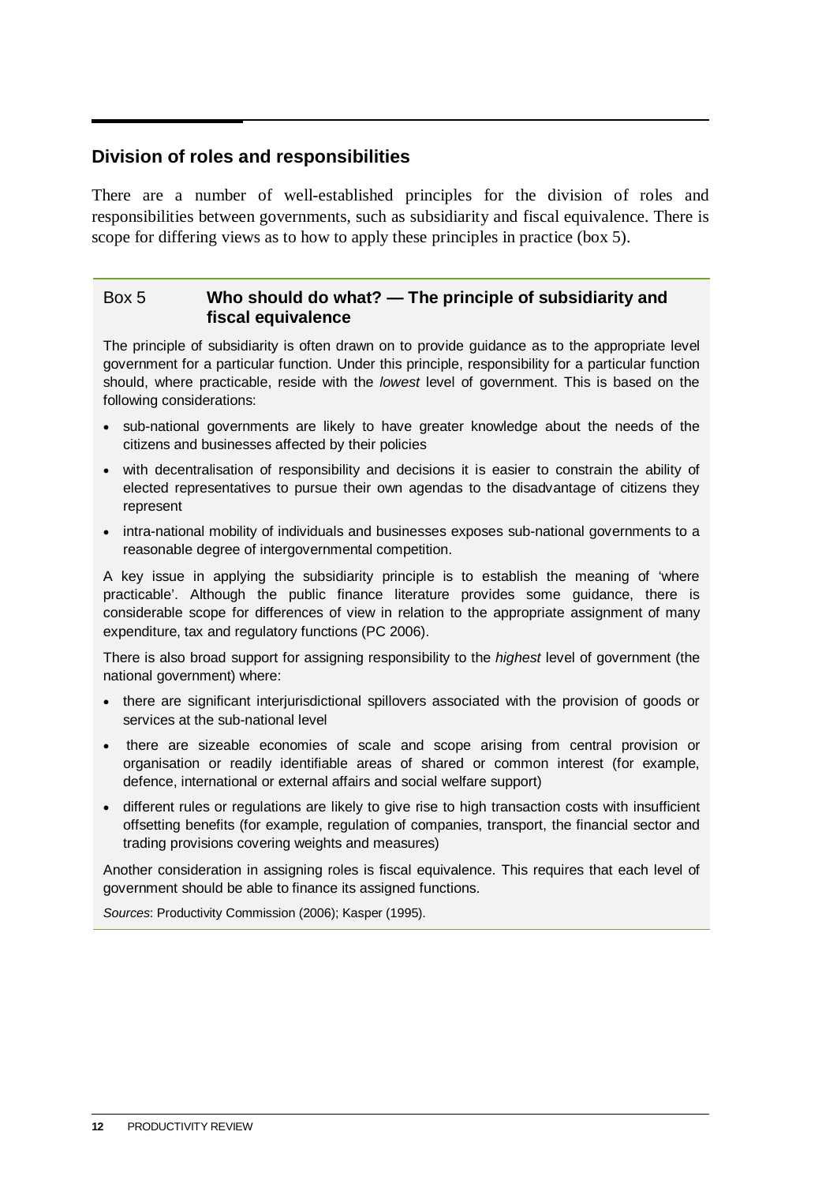## Division of roles and responsibilities

There are a number of well-established principles for the division of roles and responsibilities between governments, such as subsidiarity and fiscal equivalence. There is scope for differing views as to how to apply these principles in practice (box 5).

### Box 5 Who should do what? — The principle of subsidiarity and fiscal equivalence

The principle of subsidiarity is often drawn on to provide guidance as to the appropriate level government for a particular function. Under this principle, responsibility for a particular function should, where practicable, reside with the *lowest* level of government. This is based on the following considerations:

- sub-national governments are likely to have greater knowledge about the needs of the citizens and businesses affected by their policies
- with decentralisation of responsibility and decisions it is easier to constrain the ability of elected representatives to pursue their own agendas to the disadvantage of citizens they represent
- intra-national mobility of individuals and businesses exposes sub-national governments to a reasonable degree of intergovernmental competition.

A key issue in applying the subsidiarity principle is to establish the meaning of 'where practicable'. Although the public finance literature provides some guidance, there is considerable scope for differences of view in relation to the appropriate assignment of many expenditure, tax and regulatory functions (PC 2006).

There is also broad support for assigning responsibility to the *highest* level of government (the national government) where:

- there are significant interjurisdictional spillovers associated with the provision of goods or services at the sub-national level
- there are sizeable economies of scale and scope arising from central provision or organisation or readily identifiable areas of shared or common interest (for example, defence, international or external affairs and social welfare support)
- different rules or regulations are likely to give rise to high transaction costs with insufficient offsetting benefits (for example, regulation of companies, transport, the financial sector and trading provisions covering weights and measures)

Another consideration in assigning roles is fiscal equivalence. This requires that each level of government should be able to finance its assigned functions.

*Sources*: Productivity Commission (2006); Kasper (1995).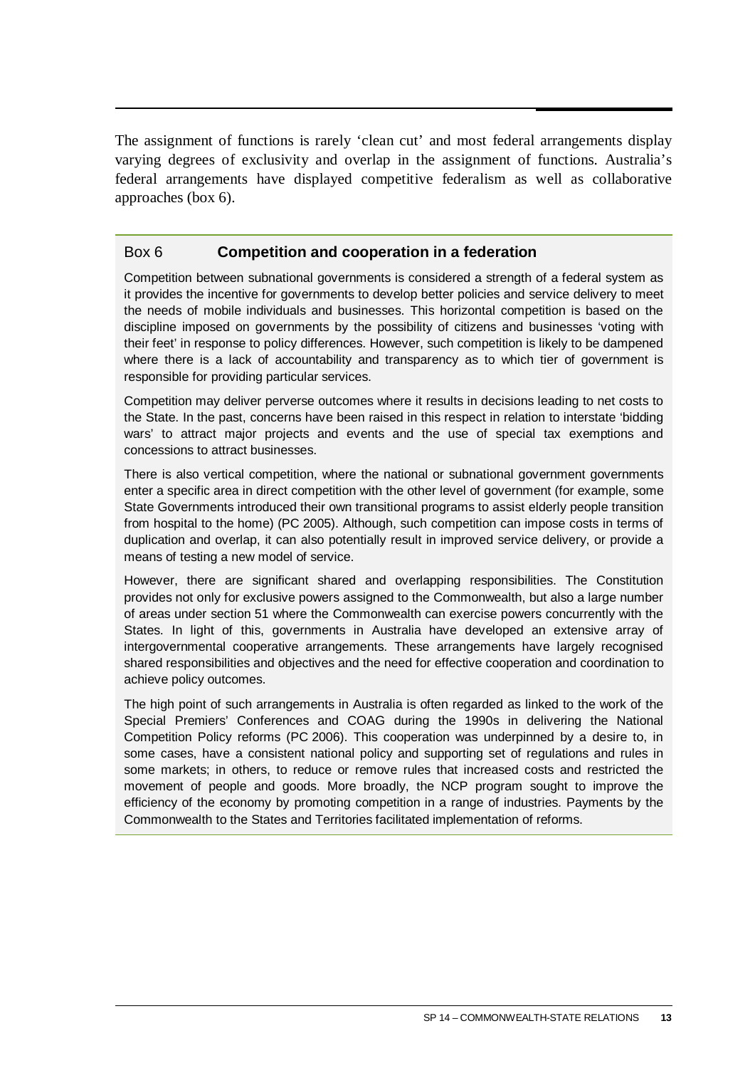The assignment of functions is rarely 'clean cut' and most federal arrangements display varying degrees of exclusivity and overlap in the assignment of functions. Australia's federal arrangements have displayed competitive federalism as well as collaborative approaches (box 6).

### Box 6 **Competition and cooperation in a federation**

Competition between subnational governments is considered a strength of a federal system as it provides the incentive for governments to develop better policies and service delivery to meet the needs of mobile individuals and businesses. This horizontal competition is based on the discipline imposed on governments by the possibility of citizens and businesses 'voting with their feet' in response to policy differences. However, such competition is likely to be dampened where there is a lack of accountability and transparency as to which tier of government is responsible for providing particular services.

Competition may deliver perverse outcomes where it results in decisions leading to net costs to the State. In the past, concerns have been raised in this respect in relation to interstate 'bidding wars' to attract major projects and events and the use of special tax exemptions and concessions to attract businesses.

There is also vertical competition, where the national or subnational government governments enter a specific area in direct competition with the other level of government (for example, some State Governments introduced their own transitional programs to assist elderly people transition from hospital to the home) (PC 2005). Although, such competition can impose costs in terms of duplication and overlap, it can also potentially result in improved service delivery, or provide a means of testing a new model of service.

However, there are significant shared and overlapping responsibilities. The Constitution provides not only for exclusive powers assigned to the Commonwealth, but also a large number of areas under section 51 where the Commonwealth can exercise powers concurrently with the States. In light of this, governments in Australia have developed an extensive array of intergovernmental cooperative arrangements. These arrangements have largely recognised shared responsibilities and objectives and the need for effective cooperation and coordination to achieve policy outcomes.

The high point of such arrangements in Australia is often regarded as linked to the work of the Special Premiers' Conferences and COAG during the 1990s in delivering the National Competition Policy reforms (PC 2006). This cooperation was underpinned by a desire to, in some cases, have a consistent national policy and supporting set of regulations and rules in some markets; in others, to reduce or remove rules that increased costs and restricted the movement of people and goods. More broadly, the NCP program sought to improve the efficiency of the economy by promoting competition in a range of industries. Payments by the Commonwealth to the States and Territories facilitated implementation of reforms.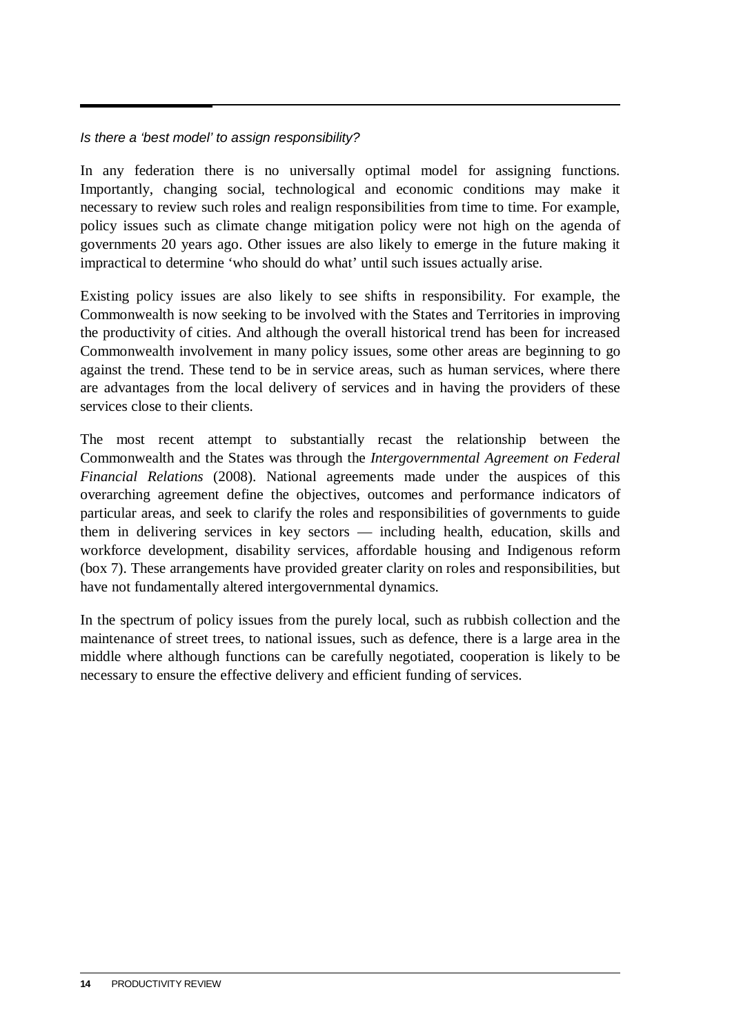*Is there a 'best model' to assign responsibility?*

In any federation there is no universally optimal model for assigning functions. Importantly, changing social, technological and economic conditions may make it necessary to review such roles and realign responsibilities from time to time. For example, policy issues such as climate change mitigation policy were not high on the agenda of governments 20 years ago. Other issues are also likely to emerge in the future making it impractical to determine 'who should do what' until such issues actually arise.

Existing policy issues are also likely to see shifts in responsibility. For example, the Commonwealth is now seeking to be involved with the States and Territories in improving the productivity of cities. And although the overall historical trend has been for increased Commonwealth involvement in many policy issues, some other areas are beginning to go against the trend. These tend to be in service areas, such as human services, where there are advantages from the local delivery of services and in having the providers of these services close to their clients.

The most recent attempt to substantially recast the relationship between the Commonwealth and the States was through the *Intergovernmental Agreement on Federal Financial Relations* (2008). National agreements made under the auspices of this overarching agreement define the objectives, outcomes and performance indicators of particular areas, and seek to clarify the roles and responsibilities of governments to guide them in delivering services in key sectors — including health, education, skills and workforce development, disability services, affordable housing and Indigenous reform (box 7). These arrangements have provided greater clarity on roles and responsibilities, but have not fundamentally altered intergovernmental dynamics.

In the spectrum of policy issues from the purely local, such as rubbish collection and the maintenance of street trees, to national issues, such as defence, there is a large area in the middle where although functions can be carefully negotiated, cooperation is likely to be necessary to ensure the effective delivery and efficient funding of services.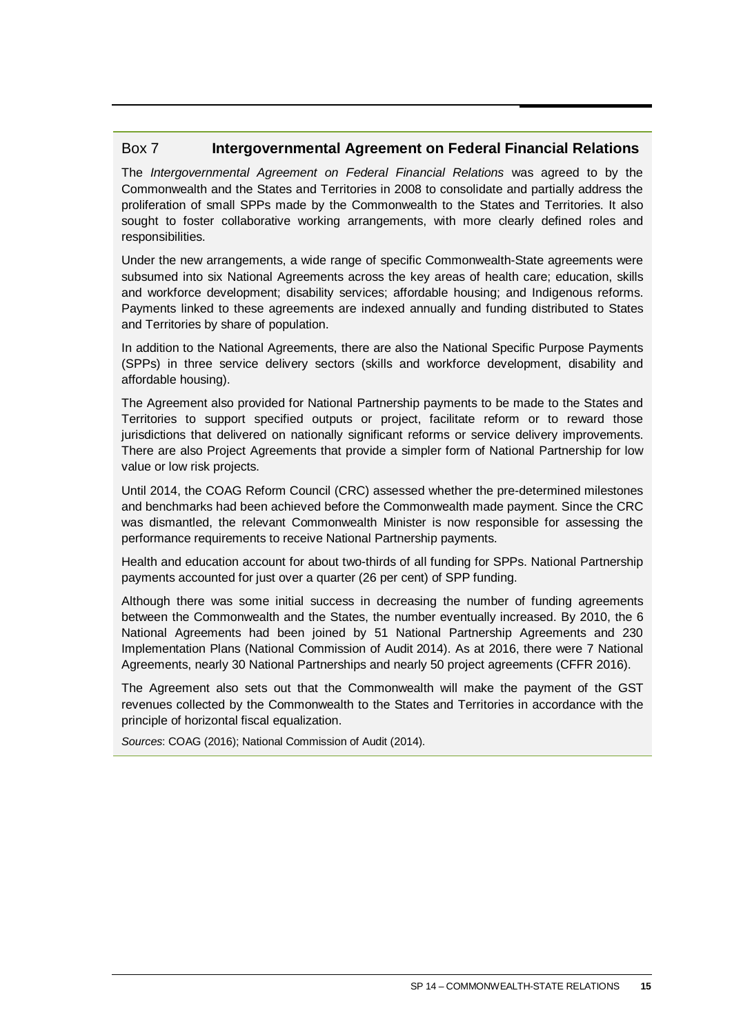## Box 7 Intergovernmental Agreement on Federal Financial Relations

The *Intergovernmental Agreement on Federal Financial Relations* was agreed to by the Commonwealth and the States and Territories in 2008 to consolidate and partially address the proliferation of small SPPs made by the Commonwealth to the States and Territories. It also sought to foster collaborative working arrangements, with more clearly defined roles and responsibilities.

Under the new arrangements, a wide range of specific Commonwealth-State agreements were subsumed into six National Agreements across the key areas of health care; education, skills and workforce development; disability services; affordable housing; and Indigenous reforms. Payments linked to these agreements are indexed annually and funding distributed to States and Territories by share of population.

In addition to the National Agreements, there are also the National Specific Purpose Payments (SPPs) in three service delivery sectors (skills and workforce development, disability and affordable housing).

The Agreement also provided for National Partnership payments to be made to the States and Territories to support specified outputs or project, facilitate reform or to reward those jurisdictions that delivered on nationally significant reforms or service delivery improvements. There are also Project Agreements that provide a simpler form of National Partnership for low value or low risk projects.

Until 2014, the COAG Reform Council (CRC) assessed whether the pre-determined milestones and benchmarks had been achieved before the Commonwealth made payment. Since the CRC was dismantled, the relevant Commonwealth Minister is now responsible for assessing the performance requirements to receive National Partnership payments.

Health and education account for about two-thirds of all funding for SPPs. National Partnership payments accounted for just over a quarter (26 per cent) of SPP funding.

Although there was some initial success in decreasing the number of funding agreements between the Commonwealth and the States, the number eventually increased. By 2010, the 6 National Agreements had been joined by 51 National Partnership Agreements and 230 Implementation Plans (National Commission of Audit 2014). As at 2016, there were 7 National Agreements, nearly 30 National Partnerships and nearly 50 project agreements (CFFR 2016).

The Agreement also sets out that the Commonwealth will make the payment of the GST revenues collected by the Commonwealth to the States and Territories in accordance with the principle of horizontal fiscal equalization.

*Sources*: COAG (2016); National Commission of Audit (2014).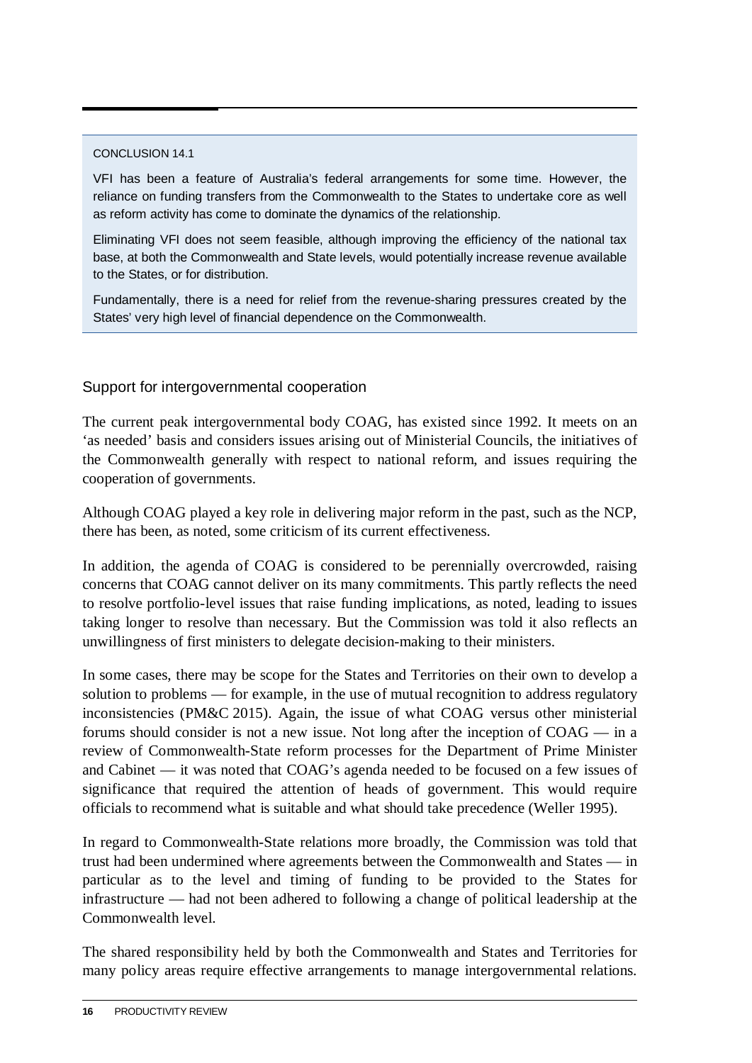CONCLUSION 14.1

VFI has been a feature of Australia's federal arrangements for some time. However, the reliance on funding transfers from the Commonwealth to the States to undertake core as well as reform activity has come to dominate the dynamics of the relationship.

Eliminating VFI does not seem feasible, although improving the efficiency of the national tax base, at both the Commonwealth and State levels, would potentially increase revenue available to the States, or for distribution.

Fundamentally, there is a need for relief from the revenue-sharing pressures created by the States' very high level of financial dependence on the Commonwealth.

### Support for intergovernmental cooperation

The current peak intergovernmental body COAG, has existed since 1992. It meets on an 'as needed' basis and considers issues arising out of Ministerial Councils, the initiatives of the Commonwealth generally with respect to national reform, and issues requiring the cooperation of governments.

Although COAG played a key role in delivering major reform in the past, such as the NCP, there has been, as noted, some criticism of its current effectiveness.

In addition, the agenda of COAG is considered to be perennially overcrowded, raising concerns that COAG cannot deliver on its many commitments. This partly reflects the need to resolve portfolio-level issues that raise funding implications, as noted, leading to issues taking longer to resolve than necessary. But the Commission was told it also reflects an unwillingness of first ministers to delegate decision-making to their ministers.

In some cases, there may be scope for the States and Territories on their own to develop a solution to problems — for example, in the use of mutual recognition to address regulatory inconsistencies (PM&C 2015). Again, the issue of what COAG versus other ministerial forums should consider is not a new issue. Not long after the inception of COAG — in a review of Commonwealth-State reform processes for the Department of Prime Minister and Cabinet — it was noted that COAG's agenda needed to be focused on a few issues of significance that required the attention of heads of government. This would require officials to recommend what is suitable and what should take precedence (Weller 1995).

In regard to Commonwealth-State relations more broadly, the Commission was told that trust had been undermined where agreements between the Commonwealth and States — in particular as to the level and timing of funding to be provided to the States for infrastructure — had not been adhered to following a change of political leadership at the Commonwealth level.

The shared responsibility held by both the Commonwealth and States and Territories for many policy areas require effective arrangements to manage intergovernmental relations.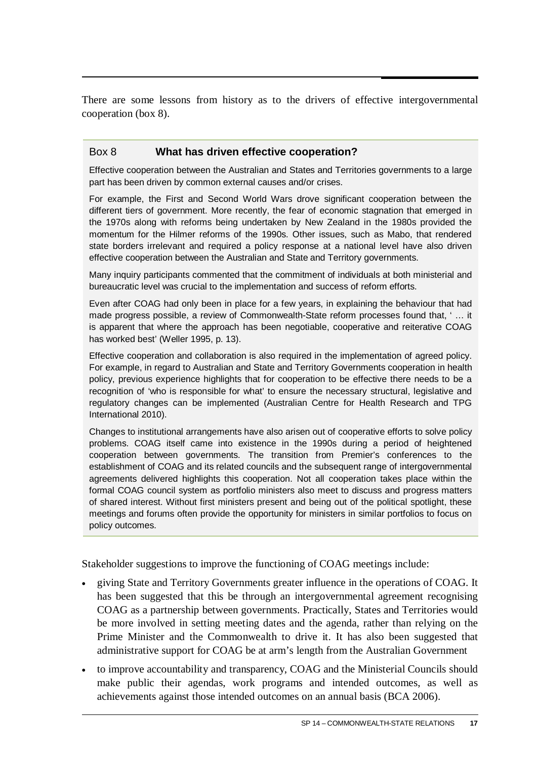There are some lessons from history as to the drivers of effective intergovernmental cooperation (box 8).

### Box 8 **What has driven effective cooperation?**

Effective cooperation between the Australian and States and Territories governments to a large part has been driven by common external causes and/or crises.

For example, the First and Second World Wars drove significant cooperation between the different tiers of government. More recently, the fear of economic stagnation that emerged in the 1970s along with reforms being undertaken by New Zealand in the 1980s provided the momentum for the Hilmer reforms of the 1990s. Other issues, such as Mabo, that rendered state borders irrelevant and required a policy response at a national level have also driven effective cooperation between the Australian and State and Territory governments.

Many inquiry participants commented that the commitment of individuals at both ministerial and bureaucratic level was crucial to the implementation and success of reform efforts.

Even after COAG had only been in place for a few years, in explaining the behaviour that had made progress possible, a review of Commonwealth-State reform processes found that, ' … it is apparent that where the approach has been negotiable, cooperative and reiterative COAG has worked best' (Weller 1995, p. 13).

Effective cooperation and collaboration is also required in the implementation of agreed policy. For example, in regard to Australian and State and Territory Governments cooperation in health policy, previous experience highlights that for cooperation to be effective there needs to be a recognition of 'who is responsible for what' to ensure the necessary structural, legislative and regulatory changes can be implemented (Australian Centre for Health Research and TPG International 2010).

Changes to institutional arrangements have also arisen out of cooperative efforts to solve policy problems. COAG itself came into existence in the 1990s during a period of heightened cooperation between governments. The transition from Premier's conferences to the establishment of COAG and its related councils and the subsequent range of intergovernmental agreements delivered highlights this cooperation. Not all cooperation takes place within the formal COAG council system as portfolio ministers also meet to discuss and progress matters of shared interest. Without first ministers present and being out of the political spotlight, these meetings and forums often provide the opportunity for ministers in similar portfolios to focus on policy outcomes.

Stakeholder suggestions to improve the functioning of COAG meetings include:

- giving State and Territory Governments greater influence in the operations of COAG. It has been suggested that this be through an intergovernmental agreement recognising COAG as a partnership between governments. Practically, States and Territories would be more involved in setting meeting dates and the agenda, rather than relying on the Prime Minister and the Commonwealth to drive it. It has also been suggested that administrative support for COAG be at arm's length from the Australian Government
- to improve accountability and transparency, COAG and the Ministerial Councils should make public their agendas, work programs and intended outcomes, as well as achievements against those intended outcomes on an annual basis (BCA 2006).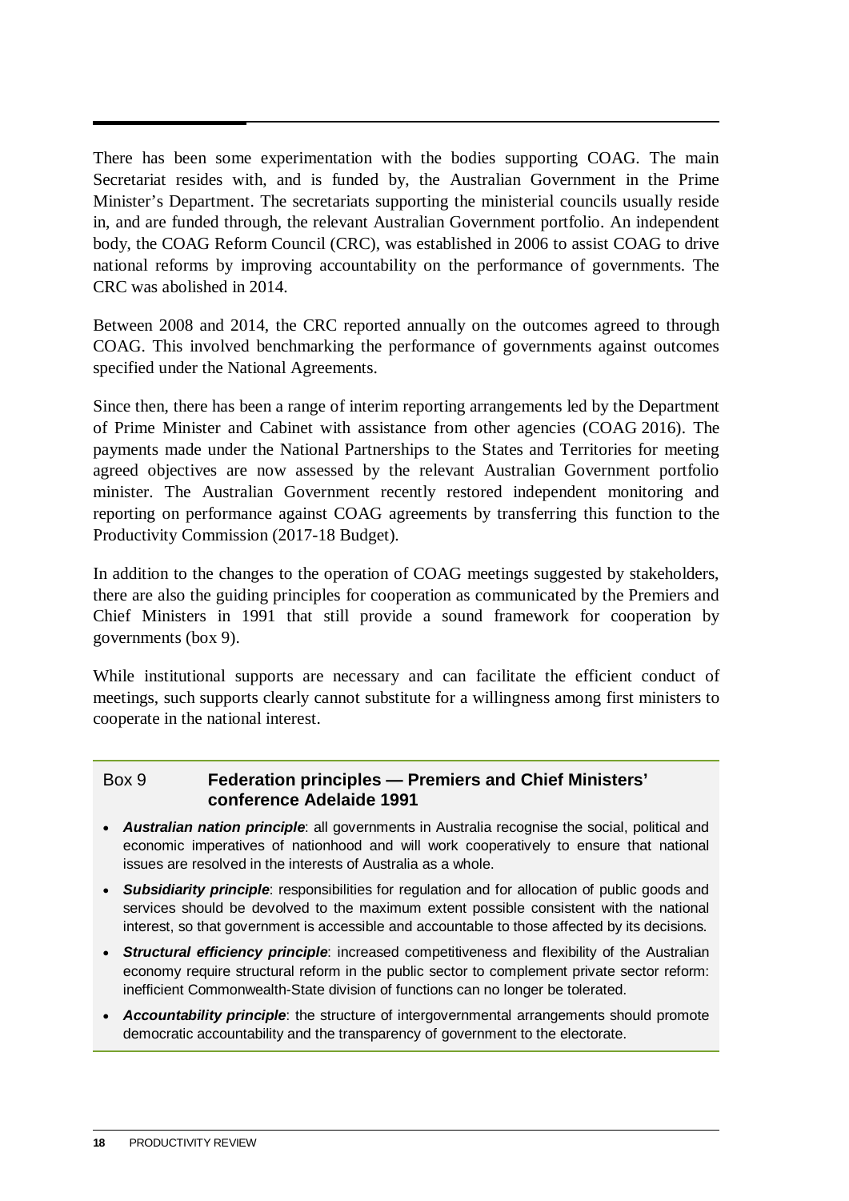There has been some experimentation with the bodies supporting COAG. The main Secretariat resides with, and is funded by, the Australian Government in the Prime Minister's Department. The secretariats supporting the ministerial councils usually reside in, and are funded through, the relevant Australian Government portfolio. An independent body, the COAG Reform Council (CRC), was established in 2006 to assist COAG to drive national reforms by improving accountability on the performance of governments. The CRC was abolished in 2014.

Between 2008 and 2014, the CRC reported annually on the outcomes agreed to through COAG. This involved benchmarking the performance of governments against outcomes specified under the National Agreements.

Since then, there has been a range of interim reporting arrangements led by the Department of Prime Minister and Cabinet with assistance from other agencies (COAG 2016). The payments made under the National Partnerships to the States and Territories for meeting agreed objectives are now assessed by the relevant Australian Government portfolio minister. The Australian Government recently restored independent monitoring and reporting on performance against COAG agreements by transferring this function to the Productivity Commission (2017-18 Budget).

In addition to the changes to the operation of COAG meetings suggested by stakeholders, there are also the guiding principles for cooperation as communicated by the Premiers and Chief Ministers in 1991 that still provide a sound framework for cooperation by governments (box 9).

While institutional supports are necessary and can facilitate the efficient conduct of meetings, such supports clearly cannot substitute for a willingness among first ministers to cooperate in the national interest.

**Box 9 Federation principles — Premiers and Chief Ministers' conference Adelaide 1991**

- ***Australian nation principle***: all governments in Australia recognise the social, political and economic imperatives of nationhood and will work cooperatively to ensure that national issues are resolved in the interests of Australia as a whole.
- ***Subsidiarity principle***: responsibilities for regulation and for allocation of public goods and services should be devolved to the maximum extent possible consistent with the national interest, so that government is accessible and accountable to those affected by its decisions.
- ***Structural efficiency principle***: increased competitiveness and flexibility of the Australian economy require structural reform in the public sector to complement private sector reform: inefficient Commonwealth-State division of functions can no longer be tolerated.
- ***Accountability principle***: the structure of intergovernmental arrangements should promote democratic accountability and the transparency of government to the electorate.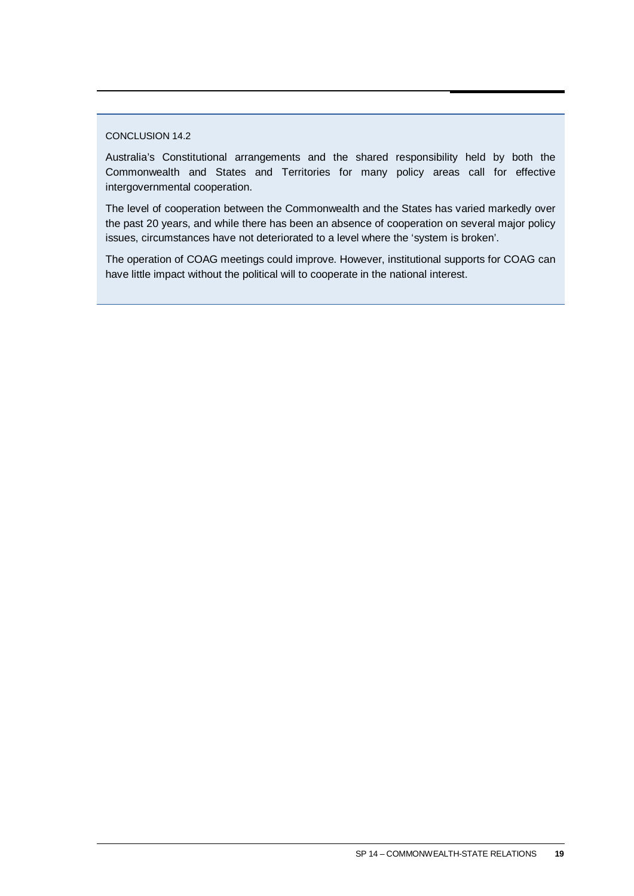CONCLUSION 14.2

Australia’s Constitutional arrangements and the shared responsibility held by both the Commonwealth and States and Territories for many policy areas call for effective intergovernmental cooperation.

The level of cooperation between the Commonwealth and the States has varied markedly over the past 20 years, and while there has been an absence of cooperation on several major policy issues, circumstances have not deteriorated to a level where the ‘system is broken’.

The operation of COAG meetings could improve. However, institutional supports for COAG can have little impact without the political will to cooperate in the national interest.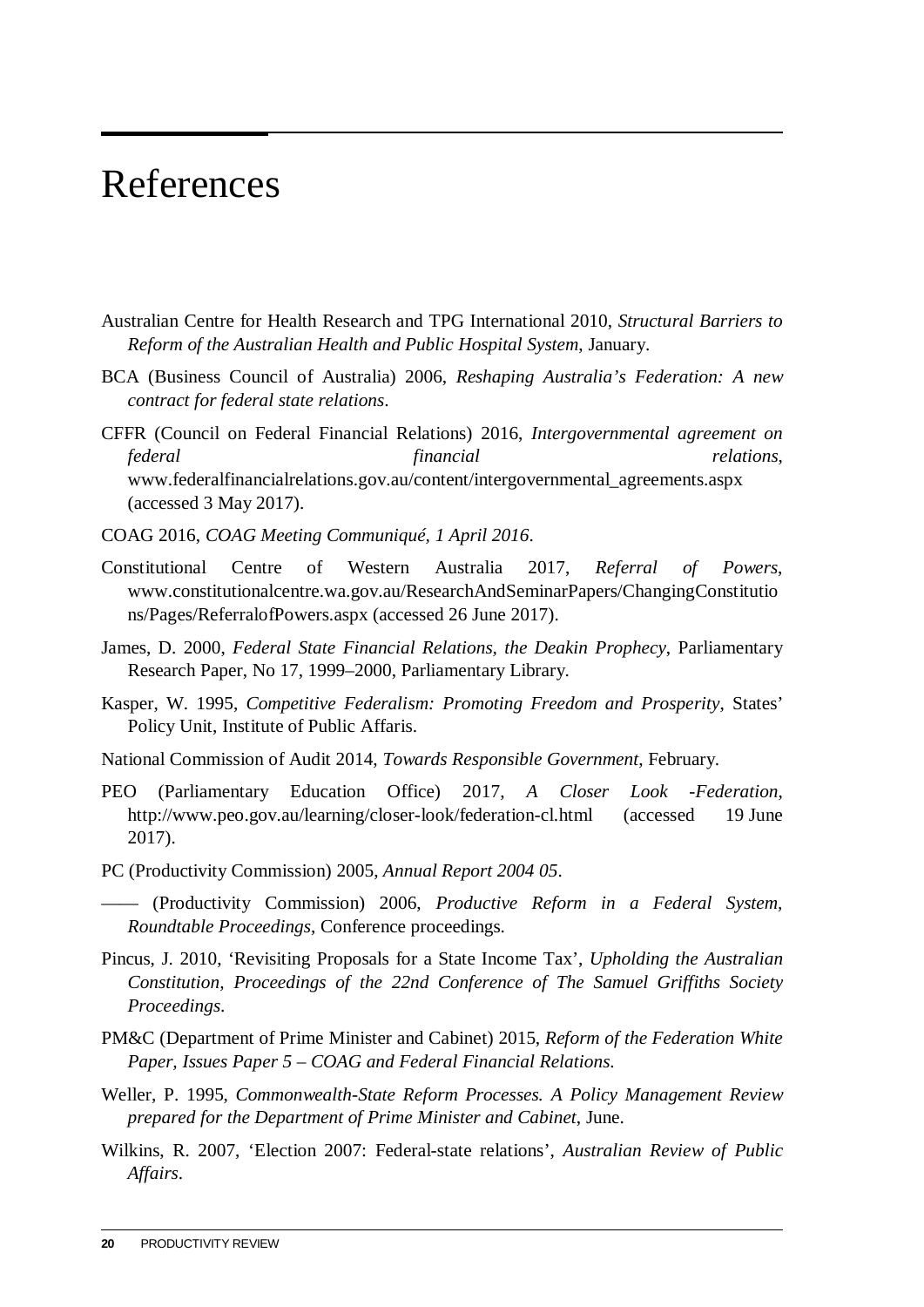# References

Australian Centre for Health Research and TPG International 2010, *Structural Barriers to Reform of the Australian Health and Public Hospital System*, January.

BCA (Business Council of Australia) 2006, *Reshaping Australia's Federation: A new contract for federal state relations*.

CFFR (Council on Federal Financial Relations) 2016, *Intergovernmental agreement on federal financial relations*, www.federalfinancialrelations.gov.au/content/intergovernmental_agreements.aspx (accessed 3 May 2017).

COAG 2016, *COAG Meeting Communiqué, 1 April 2016*.

Constitutional Centre of Western Australia 2017, *Referral of Powers*, www.constitutionalcentre.wa.gov.au/ResearchAndSeminarPapers/ChangingConstitutions/Pages/ReferralofPowers.aspx (accessed 26 June 2017).

James, D. 2000, *Federal State Financial Relations, the Deakin Prophecy*, Parliamentary Research Paper, No 17, 1999–2000, Parliamentary Library.

Kasper, W. 1995, *Competitive Federalism: Promoting Freedom and Prosperity*, States' Policy Unit, Institute of Public Affaris.

National Commission of Audit 2014, *Towards Responsible Government*, February.

PEO (Parliamentary Education Office) 2017, *A Closer Look -Federation*, http://www.peo.gov.au/learning/closer-look/federation-cl.html (accessed 19 June 2017).

PC (Productivity Commission) 2005, *Annual Report 2004 05*.

—— (Productivity Commission) 2006, *Productive Reform in a Federal System, Roundtable Proceedings*, Conference proceedings.

Pincus, J. 2010, 'Revisiting Proposals for a State Income Tax', *Upholding the Australian Constitution, Proceedings of the 22nd Conference of The Samuel Griffiths Society Proceedings*.

PM&C (Department of Prime Minister and Cabinet) 2015, *Reform of the Federation White Paper, Issues Paper 5 – COAG and Federal Financial Relations*.

Weller, P. 1995, *Commonwealth-State Reform Processes. A Policy Management Review prepared for the Department of Prime Minister and Cabinet*, June.

Wilkins, R. 2007, 'Election 2007: Federal-state relations', *Australian Review of Public Affairs*.